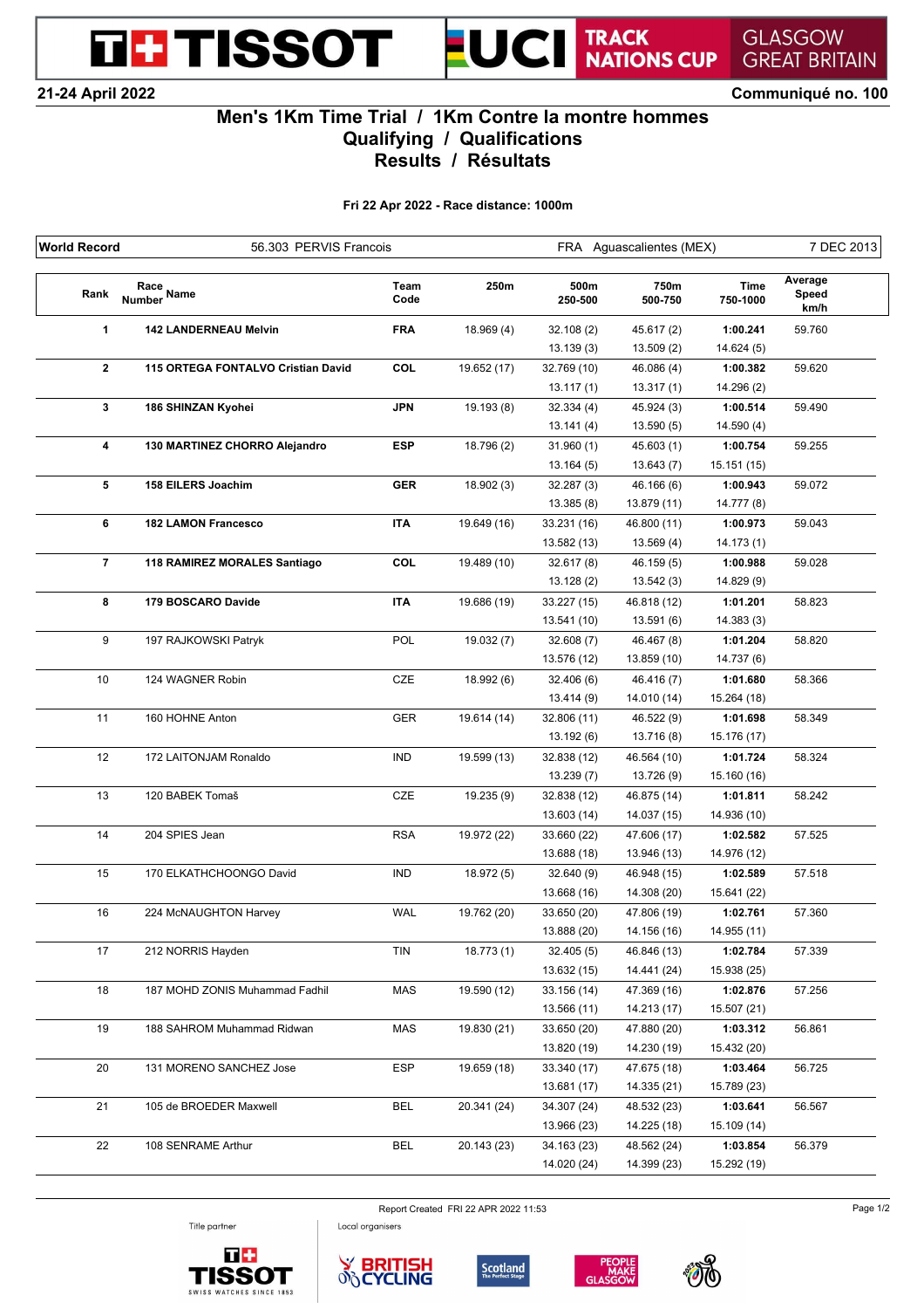# TISSOT UCI TRACK NATIONS CUP GLASGOW GREAT BRITAIN

**21-24 April 2022** **Communiqué no. 100**

## Men's 1Km Time Trial / 1Km Contre la montre hommes
## Qualifying / Qualifications
## Results / Résultats

**Fri 22 Apr 2022 - Race distance: 1000m**

| World Record | 56.303 PERVIS Francois | FRA Aguascalientes (MEX) | 7 DEC 2013 |
|---|---|---|---|

| Rank | Race Number | Name | Team Code | 250m | 500m 250-500 | 750m 500-750 | Time 750-1000 | Average Speed km/h |
|---|---|---|---|---|---|---|---|---|
| **1** | **142** | **LANDERNEAU Melvin** | **FRA** | 18.969 (4) | 32.108 (2) | 45.617 (2) | **1:00.241** | 59.760 |
| | | | | | 13.139 (3) | 13.509 (2) | 14.624 (5) | |
| **2** | **115** | **ORTEGA FONTALVO Cristian David** | **COL** | 19.652 (17) | 32.769 (10) | 46.086 (4) | **1:00.382** | 59.620 |
| | | | | | 13.117 (1) | 13.317 (1) | 14.296 (2) | |
| **3** | **186** | **SHINZAN Kyohei** | **JPN** | 19.193 (8) | 32.334 (4) | 45.924 (3) | **1:00.514** | 59.490 |
| | | | | | 13.141 (4) | 13.590 (5) | 14.590 (4) | |
| **4** | **130** | **MARTINEZ CHORRO Alejandro** | **ESP** | 18.796 (2) | 31.960 (1) | 45.603 (1) | **1:00.754** | 59.255 |
| | | | | | 13.164 (5) | 13.643 (7) | 15.151 (15) | |
| **5** | **158** | **EILERS Joachim** | **GER** | 18.902 (3) | 32.287 (3) | 46.166 (6) | **1:00.943** | 59.072 |
| | | | | | 13.385 (8) | 13.879 (11) | 14.777 (8) | |
| **6** | **182** | **LAMON Francesco** | **ITA** | 19.649 (16) | 33.231 (16) | 46.800 (11) | **1:00.973** | 59.043 |
| | | | | | 13.582 (13) | 13.569 (4) | 14.173 (1) | |
| **7** | **118** | **RAMIREZ MORALES Santiago** | **COL** | 19.489 (10) | 32.617 (8) | 46.159 (5) | **1:00.988** | 59.028 |
| | | | | | 13.128 (2) | 13.542 (3) | 14.829 (9) | |
| **8** | **179** | **BOSCARO Davide** | **ITA** | 19.686 (19) | 33.227 (15) | 46.818 (12) | **1:01.201** | 58.823 |
| | | | | | 13.541 (10) | 13.591 (6) | 14.383 (3) | |
| 9 | 197 | RAJKOWSKI Patryk | POL | 19.032 (7) | 32.608 (7) | 46.467 (8) | **1:01.204** | 58.820 |
| | | | | | 13.576 (12) | 13.859 (10) | 14.737 (6) | |
| 10 | 124 | WAGNER Robin | CZE | 18.992 (6) | 32.406 (6) | 46.416 (7) | **1:01.680** | 58.366 |
| | | | | | 13.414 (9) | 14.010 (14) | 15.264 (18) | |
| 11 | 160 | HOHNE Anton | GER | 19.614 (14) | 32.806 (11) | 46.522 (9) | **1:01.698** | 58.349 |
| | | | | | 13.192 (6) | 13.716 (8) | 15.176 (17) | |
| 12 | 172 | LAITONJAM Ronaldo | IND | 19.599 (13) | 32.838 (12) | 46.564 (10) | **1:01.724** | 58.324 |
| | | | | | 13.239 (7) | 13.726 (9) | 15.160 (16) | |
| 13 | 120 | BABEK Tomaš | CZE | 19.235 (9) | 32.838 (12) | 46.875 (14) | **1:01.811** | 58.242 |
| | | | | | 13.603 (14) | 14.037 (15) | 14.936 (10) | |
| 14 | 204 | SPIES Jean | RSA | 19.972 (22) | 33.660 (22) | 47.606 (17) | **1:02.582** | 57.525 |
| | | | | | 13.688 (18) | 13.946 (13) | 14.976 (12) | |
| 15 | 170 | ELKATHCHOONGO David | IND | 18.972 (5) | 32.640 (9) | 46.948 (15) | **1:02.589** | 57.518 |
| | | | | | 13.668 (16) | 14.308 (20) | 15.641 (22) | |
| 16 | 224 | McNAUGHTON Harvey | WAL | 19.762 (20) | 33.650 (20) | 47.806 (19) | **1:02.761** | 57.360 |
| | | | | | 13.888 (20) | 14.156 (16) | 14.955 (11) | |
| 17 | 212 | NORRIS Hayden | TIN | 18.773 (1) | 32.405 (5) | 46.846 (13) | **1:02.784** | 57.339 |
| | | | | | 13.632 (15) | 14.441 (24) | 15.938 (25) | |
| 18 | 187 | MOHD ZONIS Muhammad Fadhil | MAS | 19.590 (12) | 33.156 (14) | 47.369 (16) | **1:02.876** | 57.256 |
| | | | | | 13.566 (11) | 14.213 (17) | 15.507 (21) | |
| 19 | 188 | SAHROM Muhammad Ridwan | MAS | 19.830 (21) | 33.650 (20) | 47.880 (20) | **1:03.312** | 56.861 |
| | | | | | 13.820 (19) | 14.230 (19) | 15.432 (20) | |
| 20 | 131 | MORENO SANCHEZ Jose | ESP | 19.659 (18) | 33.340 (17) | 47.675 (18) | **1:03.464** | 56.725 |
| | | | | | 13.681 (17) | 14.335 (21) | 15.789 (23) | |
| 21 | 105 | de BROEDER Maxwell | BEL | 20.341 (24) | 34.307 (24) | 48.532 (23) | **1:03.641** | 56.567 |
| | | | | | 13.966 (23) | 14.225 (18) | 15.109 (14) | |
| 22 | 108 | SENRAME Arthur | BEL | 20.143 (23) | 34.163 (23) | 48.562 (24) | **1:03.854** | 56.379 |
| | | | | | 14.020 (24) | 14.399 (23) | 15.292 (19) | |

Report Created FRI 22 APR 2022 11:53

Title partner: TISSOT SWISS WATCHES SINCE 1853

Local organisers: BRITISH CYCLING, Scotland The Perfect Stage, PEOPLE MAKE GLASGOW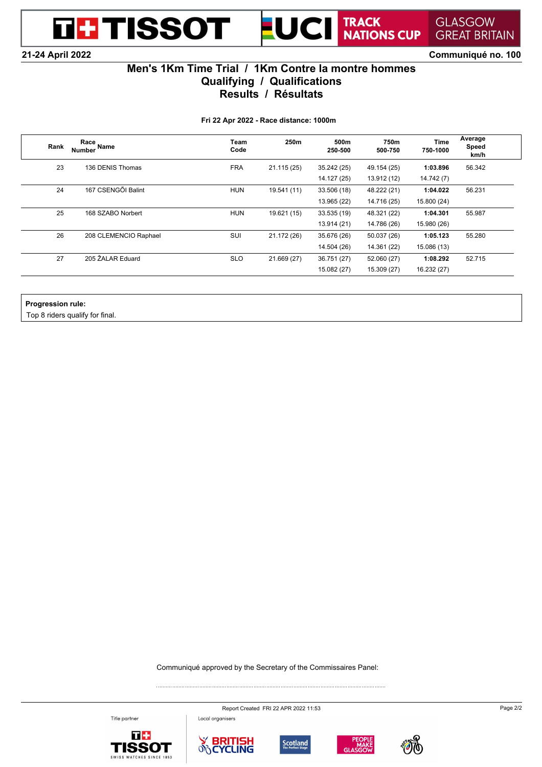21-24 April 2022

Communiqué no. 100

## Men's 1Km Time Trial / 1Km Contre la montre hommes
## Qualifying / Qualifications
## Results / Résultats

**Fri 22 Apr 2022 - Race distance: 1000m**

| Rank | Race Number | Name | Team Code | 250m | 500m 250-500 | 750m 500-750 | Time 750-1000 | Average Speed km/h |
|---|---|---|---|---|---|---|---|---|
| 23 | 136 | DENIS Thomas | FRA | 21.115 (25) | 35.242 (25) | 49.154 (25) | **1:03.896** | 56.342 |
| | | | | | 14.127 (25) | 13.912 (12) | 14.742 (7) | |
| 24 | 167 | CSENGŐI Balint | HUN | 19.541 (11) | 33.506 (18) | 48.222 (21) | **1:04.022** | 56.231 |
| | | | | | 13.965 (22) | 14.716 (25) | 15.800 (24) | |
| 25 | 168 | SZABO Norbert | HUN | 19.621 (15) | 33.535 (19) | 48.321 (22) | **1:04.301** | 55.987 |
| | | | | | 13.914 (21) | 14.786 (26) | 15.980 (26) | |
| 26 | 208 | CLEMENCIO Raphael | SUI | 21.172 (26) | 35.676 (26) | 50.037 (26) | **1:05.123** | 55.280 |
| | | | | | 14.504 (26) | 14.361 (22) | 15.086 (13) | |
| 27 | 205 | ŽALAR Eduard | SLO | 21.669 (27) | 36.751 (27) | 52.060 (27) | **1:08.292** | 52.715 |
| | | | | | 15.082 (27) | 15.309 (27) | 16.232 (27) | |

**Progression rule:**
Top 8 riders qualify for final.

Communiqué approved by the Secretary of the Commissaires Panel:

Report Created FRI 22 APR 2022 11:53

Title partner

Local organisers